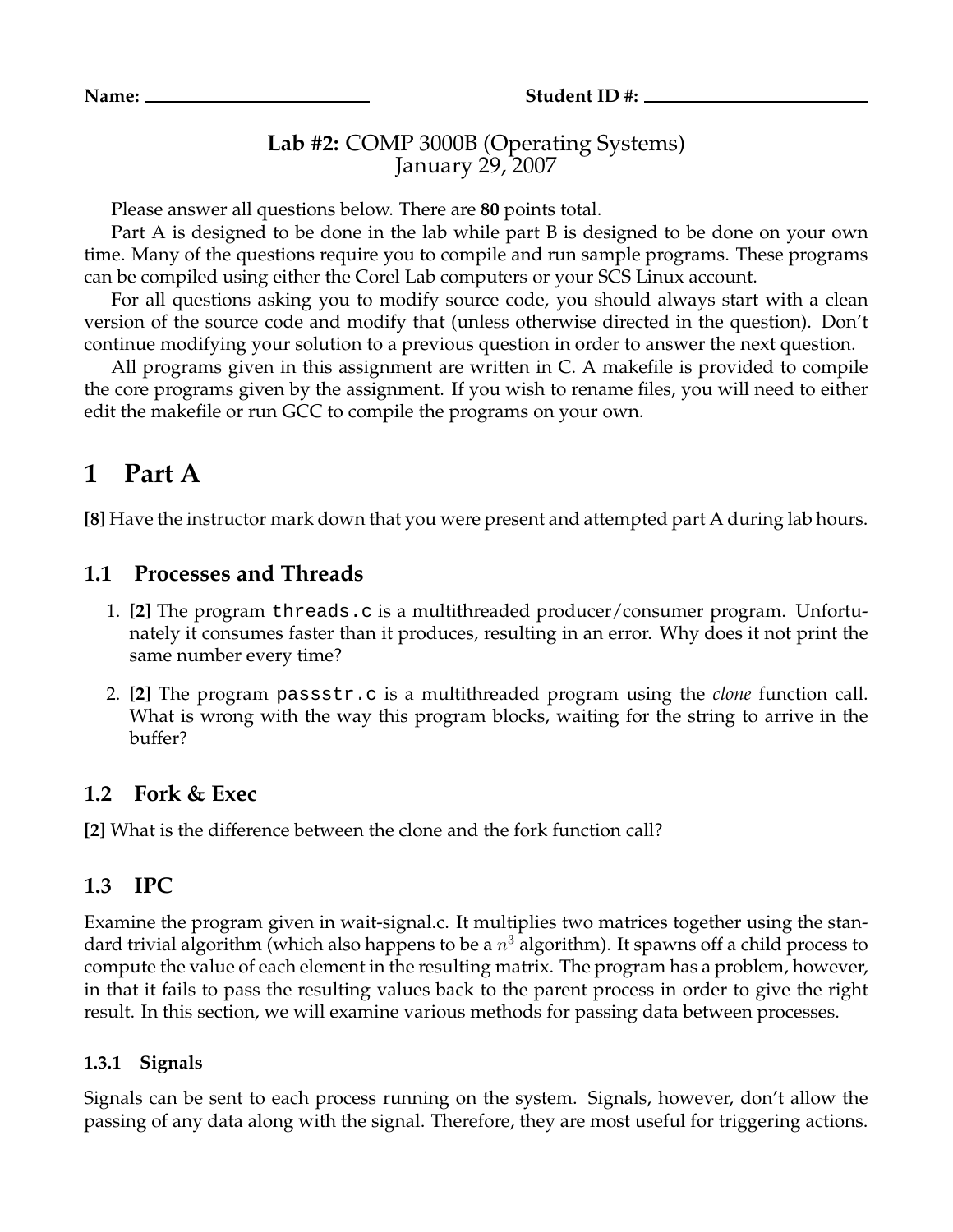**Name:** ______________________ **Student ID #:** ______________________

**Lab #2:** COMP 3000B (Operating Systems)
January 29, 2007

Please answer all questions below. There are **80** points total.

Part A is designed to be done in the lab while part B is designed to be done on your own time. Many of the questions require you to compile and run sample programs. These programs can be compiled using either the Corel Lab computers or your SCS Linux account.

For all questions asking you to modify source code, you should always start with a clean version of the source code and modify that (unless otherwise directed in the question). Don't continue modifying your solution to a previous question in order to answer the next question.

All programs given in this assignment are written in C. A makefile is provided to compile the core programs given by the assignment. If you wish to rename files, you will need to either edit the makefile or run GCC to compile the programs on your own.

# 1 Part A

**[8]** Have the instructor mark down that you were present and attempted part A during lab hours.

## 1.1 Processes and Threads

1. **[2]** The program `threads.c` is a multithreaded producer/consumer program. Unfortunately it consumes faster than it produces, resulting in an error. Why does it not print the same number every time?

2. **[2]** The program `passstr.c` is a multithreaded program using the *clone* function call. What is wrong with the way this program blocks, waiting for the string to arrive in the buffer?

## 1.2 Fork & Exec

**[2]** What is the difference between the clone and the fork function call?

## 1.3 IPC

Examine the program given in wait-signal.c. It multiplies two matrices together using the standard trivial algorithm (which also happens to be a $n^3$ algorithm). It spawns off a child process to compute the value of each element in the resulting matrix. The program has a problem, however, in that it fails to pass the resulting values back to the parent process in order to give the right result. In this section, we will examine various methods for passing data between processes.

### 1.3.1 Signals

Signals can be sent to each process running on the system. Signals, however, don't allow the passing of any data along with the signal. Therefore, they are most useful for triggering actions.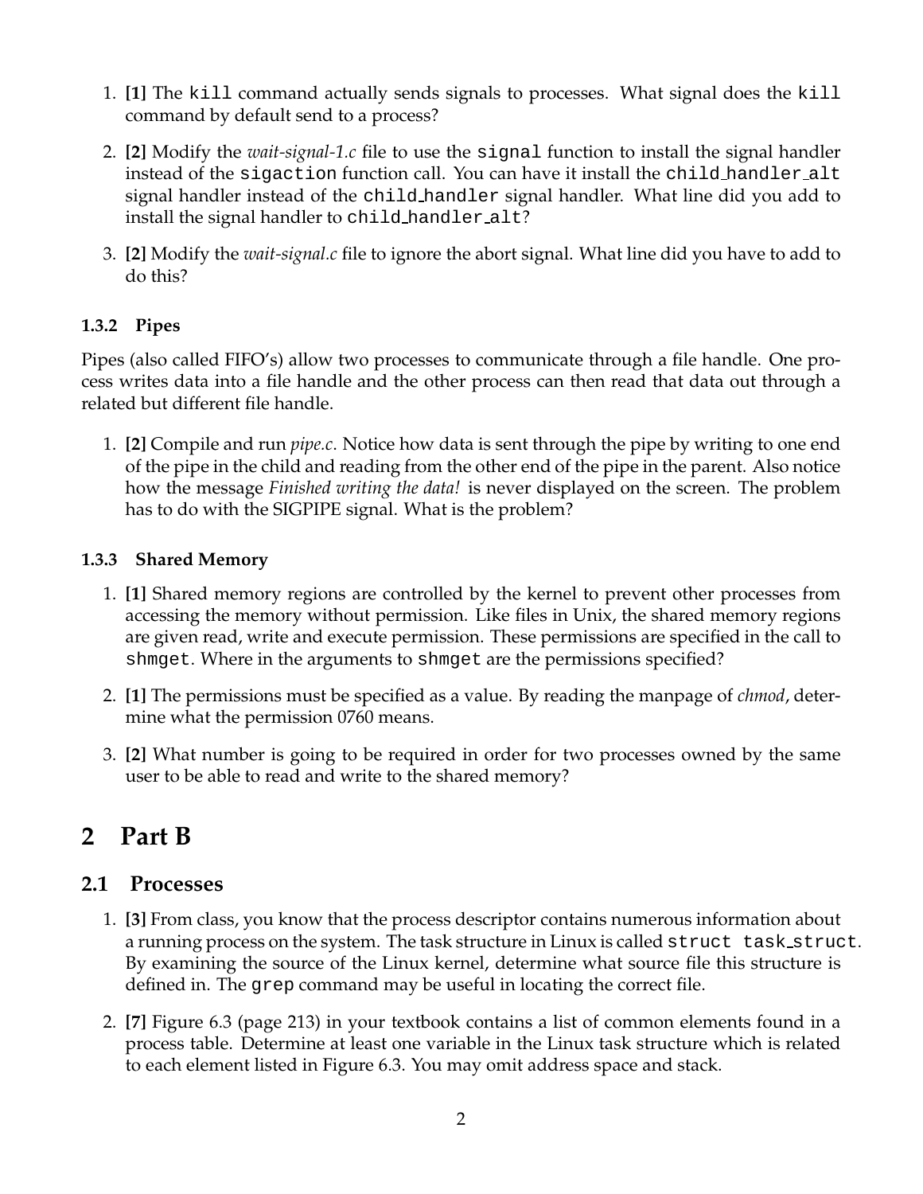1. **[1]** The `kill` command actually sends signals to processes. What signal does the `kill` command by default send to a process?

2. **[2]** Modify the *wait-signal-1.c* file to use the `signal` function to install the signal handler instead of the `sigaction` function call. You can have it install the `child_handler_alt` signal handler instead of the `child_handler` signal handler. What line did you add to install the signal handler to `child_handler_alt`?

3. **[2]** Modify the *wait-signal.c* file to ignore the abort signal. What line did you have to add to do this?

### 1.3.2 Pipes

Pipes (also called FIFO's) allow two processes to communicate through a file handle. One process writes data into a file handle and the other process can then read that data out through a related but different file handle.

1. **[2]** Compile and run *pipe.c*. Notice how data is sent through the pipe by writing to one end of the pipe in the child and reading from the other end of the pipe in the parent. Also notice how the message *Finished writing the data!* is never displayed on the screen. The problem has to do with the SIGPIPE signal. What is the problem?

### 1.3.3 Shared Memory

1. **[1]** Shared memory regions are controlled by the kernel to prevent other processes from accessing the memory without permission. Like files in Unix, the shared memory regions are given read, write and execute permission. These permissions are specified in the call to `shmget`. Where in the arguments to `shmget` are the permissions specified?

2. **[1]** The permissions must be specified as a value. By reading the manpage of *chmod*, determine what the permission 0760 means.

3. **[2]** What number is going to be required in order for two processes owned by the same user to be able to read and write to the shared memory?

# 2 Part B

## 2.1 Processes

1. **[3]** From class, you know that the process descriptor contains numerous information about a running process on the system. The task structure in Linux is called `struct task_struct`. By examining the source of the Linux kernel, determine what source file this structure is defined in. The `grep` command may be useful in locating the correct file.

2. **[7]** Figure 6.3 (page 213) in your textbook contains a list of common elements found in a process table. Determine at least one variable in the Linux task structure which is related to each element listed in Figure 6.3. You may omit address space and stack.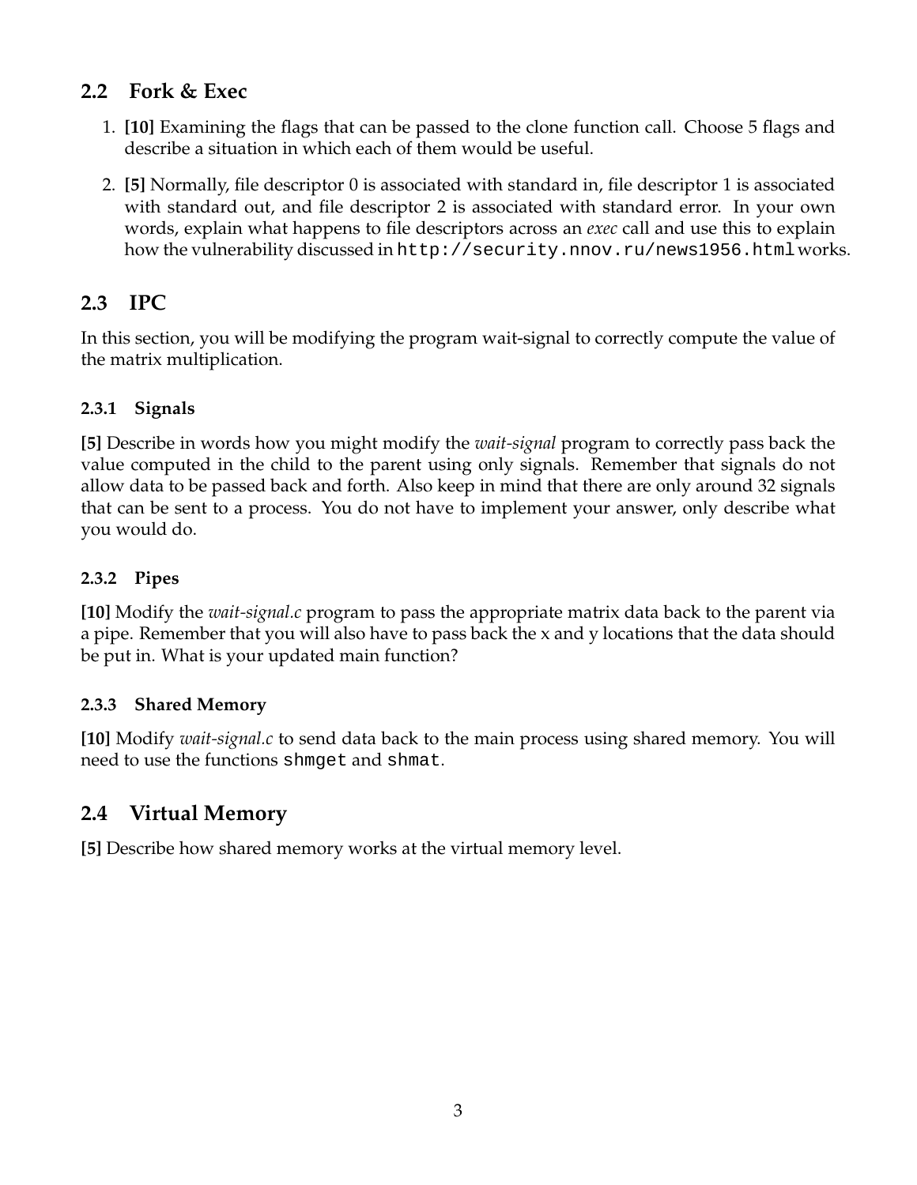## 2.2 Fork & Exec

1. **[10]** Examining the flags that can be passed to the clone function call. Choose 5 flags and describe a situation in which each of them would be useful.
2. **[5]** Normally, file descriptor 0 is associated with standard in, file descriptor 1 is associated with standard out, and file descriptor 2 is associated with standard error. In your own words, explain what happens to file descriptors across an *exec* call and use this to explain how the vulnerability discussed in `http://security.nnov.ru/news1956.html` works.

## 2.3 IPC

In this section, you will be modifying the program wait-signal to correctly compute the value of the matrix multiplication.

### 2.3.1 Signals

**[5]** Describe in words how you might modify the *wait-signal* program to correctly pass back the value computed in the child to the parent using only signals. Remember that signals do not allow data to be passed back and forth. Also keep in mind that there are only around 32 signals that can be sent to a process. You do not have to implement your answer, only describe what you would do.

### 2.3.2 Pipes

**[10]** Modify the *wait-signal.c* program to pass the appropriate matrix data back to the parent via a pipe. Remember that you will also have to pass back the x and y locations that the data should be put in. What is your updated main function?

### 2.3.3 Shared Memory

**[10]** Modify *wait-signal.c* to send data back to the main process using shared memory. You will need to use the functions `shmget` and `shmat`.

## 2.4 Virtual Memory

**[5]** Describe how shared memory works at the virtual memory level.